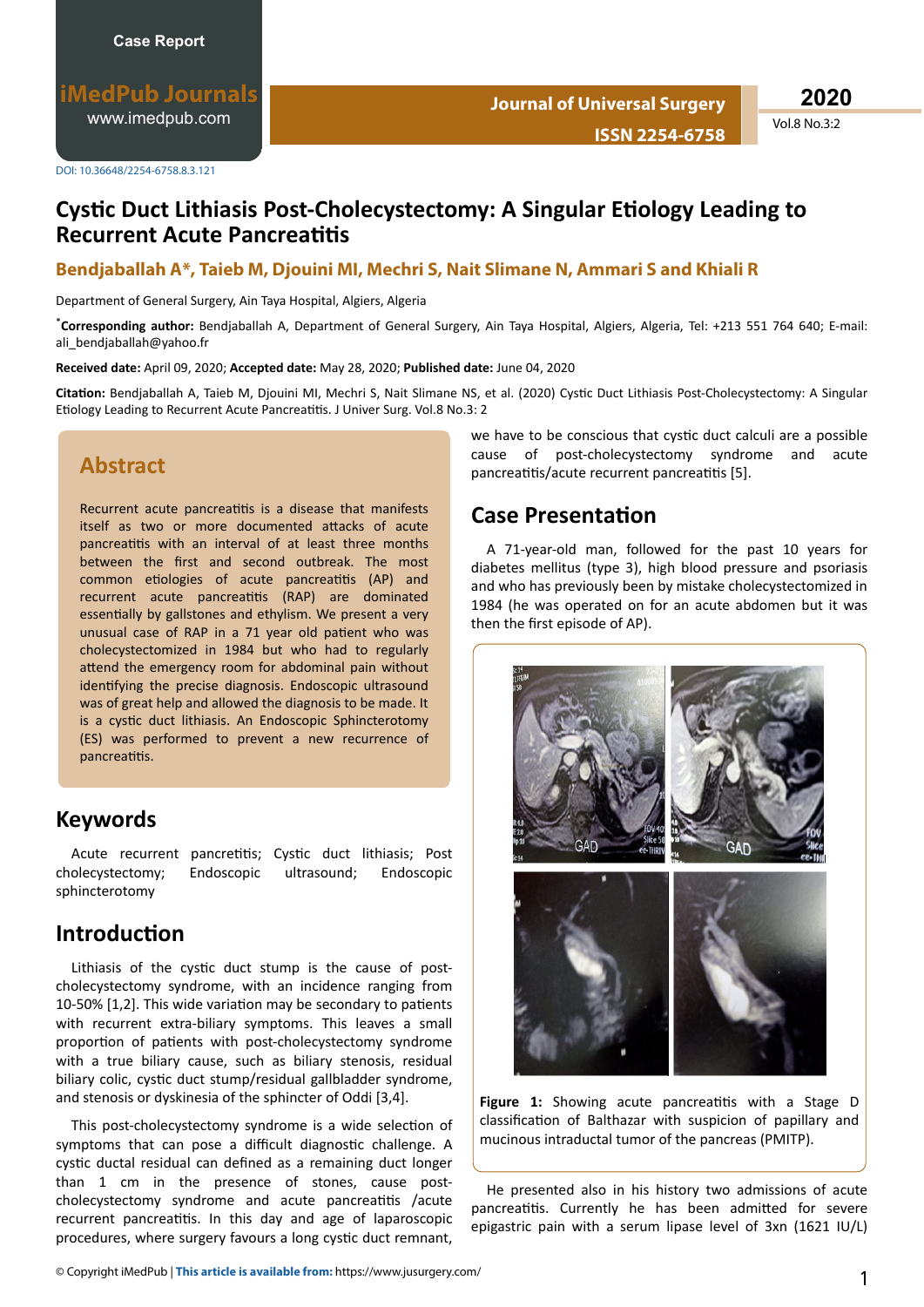Case Report

DOI: 10.36648/2254-6758.8.3.121

# Cystic Duct Lithiasis Post-Cholecystectomy: A Singular Etiology Leading to Recurrent Acute Pancreatitis

**Bendjaballah A*, Taieb M, Djouini MI, Mechri S, Nait Slimane N, Ammari S and Khiali R**

Department of General Surgery, Ain Taya Hospital, Algiers, Algeria

***Corresponding author:** Bendjaballah A, Department of General Surgery, Ain Taya Hospital, Algiers, Algeria, Tel: +213 551 764 640; E-mail: ali_bendjaballah@yahoo.fr

**Received date:** April 09, 2020; **Accepted date:** May 28, 2020; **Published date:** June 04, 2020

**Citation:** Bendjaballah A, Taieb M, Djouini MI, Mechri S, Nait Slimane NS, et al. (2020) Cystic Duct Lithiasis Post-Cholecystectomy: A Singular Etiology Leading to Recurrent Acute Pancreatitis. J Univer Surg. Vol.8 No.3: 2

## Abstract

Recurrent acute pancreatitis is a disease that manifests itself as two or more documented attacks of acute pancreatitis with an interval of at least three months between the first and second outbreak. The most common etiologies of acute pancreatitis (AP) and recurrent acute pancreatitis (RAP) are dominated essentially by gallstones and ethylism. We present a very unusual case of RAP in a 71 year old patient who was cholecystectomized in 1984 but who had to regularly attend the emergency room for abdominal pain without identifying the precise diagnosis. Endoscopic ultrasound was of great help and allowed the diagnosis to be made. It is a cystic duct lithiasis. An Endoscopic Sphincterotomy (ES) was performed to prevent a new recurrence of pancreatitis.

## Keywords

Acute recurrent pancretitis; Cystic duct lithiasis; Post cholecystectomy; Endoscopic ultrasound; Endoscopic sphincterotomy

## Introduction

Lithiasis of the cystic duct stump is the cause of post-cholecystectomy syndrome, with an incidence ranging from 10-50% [1,2]. This wide variation may be secondary to patients with recurrent extra-biliary symptoms. This leaves a small proportion of patients with post-cholecystectomy syndrome with a true biliary cause, such as biliary stenosis, residual biliary colic, cystic duct stump/residual gallbladder syndrome, and stenosis or dyskinesia of the sphincter of Oddi [3,4].

This post-cholecystectomy syndrome is a wide selection of symptoms that can pose a difficult diagnostic challenge. A cystic ductal residual can defined as a remaining duct longer than 1 cm in the presence of stones, cause post-cholecystectomy syndrome and acute pancreatitis /acute recurrent pancreatitis. In this day and age of laparoscopic procedures, where surgery favours a long cystic duct remnant, we have to be conscious that cystic duct calculi are a possible cause of post-cholecystectomy syndrome and acute pancreatitis/acute recurrent pancreatitis [5].

## Case Presentation

A 71-year-old man, followed for the past 10 years for diabetes mellitus (type 3), high blood pressure and psoriasis and who has previously been by mistake cholecystectomized in 1984 (he was operated on for an acute abdomen but it was then the first episode of AP).

**Figure 1:** Showing acute pancreatitis with a Stage D classification of Balthazar with suspicion of papillary and mucinous intraductal tumor of the pancreas (PMITP).

He presented also in his history two admissions of acute pancreatitis. Currently he has been admitted for severe epigastric pain with a serum lipase level of 3xn (1621 IU/L)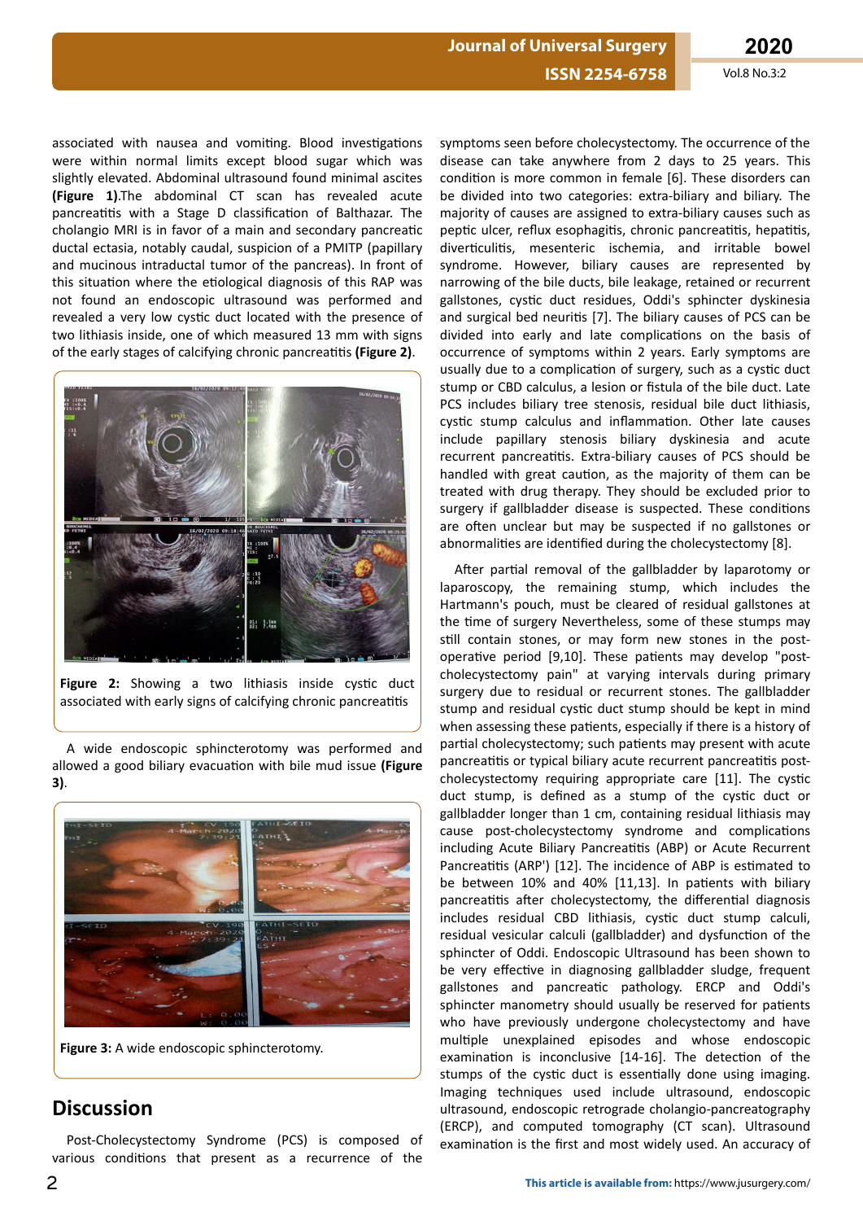associated with nausea and vomiting. Blood investigations were within normal limits except blood sugar which was slightly elevated. Abdominal ultrasound found minimal ascites **(Figure 1)**.The abdominal CT scan has revealed acute pancreatitis with a Stage D classification of Balthazar. The cholangio MRI is in favor of a main and secondary pancreatic ductal ectasia, notably caudal, suspicion of a PMITP (papillary and mucinous intraductal tumor of the pancreas). In front of this situation where the etiological diagnosis of this RAP was not found an endoscopic ultrasound was performed and revealed a very low cystic duct located with the presence of two lithiasis inside, one of which measured 13 mm with signs of the early stages of calcifying chronic pancreatitis **(Figure 2)**.

**Figure 2:** Showing a two lithiasis inside cystic duct associated with early signs of calcifying chronic pancreatitis

A wide endoscopic sphincterotomy was performed and allowed a good biliary evacuation with bile mud issue **(Figure 3)**.

**Figure 3:** A wide endoscopic sphincterotomy.

## Discussion

Post-Cholecystectomy Syndrome (PCS) is composed of various conditions that present as a recurrence of the symptoms seen before cholecystectomy. The occurrence of the disease can take anywhere from 2 days to 25 years. This condition is more common in female [6]. These disorders can be divided into two categories: extra-biliary and biliary. The majority of causes are assigned to extra-biliary causes such as peptic ulcer, reflux esophagitis, chronic pancreatitis, hepatitis, diverticulitis, mesenteric ischemia, and irritable bowel syndrome. However, biliary causes are represented by narrowing of the bile ducts, bile leakage, retained or recurrent gallstones, cystic duct residues, Oddi's sphincter dyskinesia and surgical bed neuritis [7]. The biliary causes of PCS can be divided into early and late complications on the basis of occurrence of symptoms within 2 years. Early symptoms are usually due to a complication of surgery, such as a cystic duct stump or CBD calculus, a lesion or fistula of the bile duct. Late PCS includes biliary tree stenosis, residual bile duct lithiasis, cystic stump calculus and inflammation. Other late causes include papillary stenosis biliary dyskinesia and acute recurrent pancreatitis. Extra-biliary causes of PCS should be handled with great caution, as the majority of them can be treated with drug therapy. They should be excluded prior to surgery if gallbladder disease is suspected. These conditions are often unclear but may be suspected if no gallstones or abnormalities are identified during the cholecystectomy [8].

After partial removal of the gallbladder by laparotomy or laparoscopy, the remaining stump, which includes the Hartmann's pouch, must be cleared of residual gallstones at the time of surgery Nevertheless, some of these stumps may still contain stones, or may form new stones in the post-operative period [9,10]. These patients may develop "post-cholecystectomy pain" at varying intervals during primary surgery due to residual or recurrent stones. The gallbladder stump and residual cystic duct stump should be kept in mind when assessing these patients, especially if there is a history of partial cholecystectomy; such patients may present with acute pancreatitis or typical biliary acute recurrent pancreatitis post-cholecystectomy requiring appropriate care [11]. The cystic duct stump, is defined as a stump of the cystic duct or gallbladder longer than 1 cm, containing residual lithiasis may cause post-cholecystectomy syndrome and complications including Acute Biliary Pancreatitis (ABP) or Acute Recurrent Pancreatitis (ARP') [12]. The incidence of ABP is estimated to be between 10% and 40% [11,13]. In patients with biliary pancreatitis after cholecystectomy, the differential diagnosis includes residual CBD lithiasis, cystic duct stump calculi, residual vesicular calculi (gallbladder) and dysfunction of the sphincter of Oddi. Endoscopic Ultrasound has been shown to be very effective in diagnosing gallbladder sludge, frequent gallstones and pancreatic pathology. ERCP and Oddi's sphincter manometry should usually be reserved for patients who have previously undergone cholecystectomy and have multiple unexplained episodes and whose endoscopic examination is inconclusive [14-16]. The detection of the stumps of the cystic duct is essentially done using imaging. Imaging techniques used include ultrasound, endoscopic ultrasound, endoscopic retrograde cholangio-pancreatography (ERCP), and computed tomography (CT scan). Ultrasound examination is the first and most widely used. An accuracy of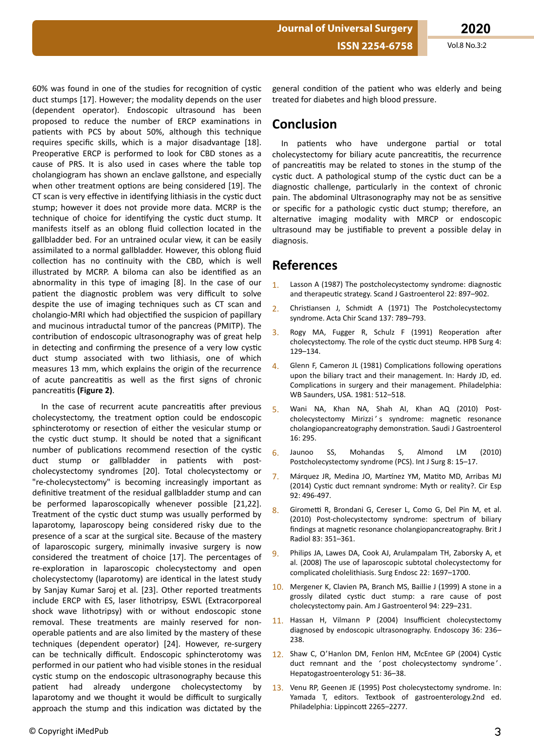60% was found in one of the studies for recognition of cystic duct stumps [17]. However; the modality depends on the user (dependent operator). Endoscopic ultrasound has been proposed to reduce the number of ERCP examinations in patients with PCS by about 50%, although this technique requires specific skills, which is a major disadvantage [18]. Preoperative ERCP is performed to look for CBD stones as a cause of PRS. It is also used in cases where the table top cholangiogram has shown an enclave gallstone, and especially when other treatment options are being considered [19]. The CT scan is very effective in identifying lithiasis in the cystic duct stump; however it does not provide more data. MCRP is the technique of choice for identifying the cystic duct stump. It manifests itself as an oblong fluid collection located in the gallbladder bed. For an untrained ocular view, it can be easily assimilated to a normal gallbladder. However, this oblong fluid collection has no continuity with the CBD, which is well illustrated by MCRP. A biloma can also be identified as an abnormality in this type of imaging [8]. In the case of our patient the diagnostic problem was very difficult to solve despite the use of imaging techniques such as CT scan and cholangio-MRI which had objectified the suspicion of papillary and mucinous intraductal tumor of the pancreas (PMITP). The contribution of endoscopic ultrasonography was of great help in detecting and confirming the presence of a very low cystic duct stump associated with two lithiasis, one of which measures 13 mm, which explains the origin of the recurrence of acute pancreatitis as well as the first signs of chronic pancreatitis **(Figure 2)**.

In the case of recurrent acute pancreatitis after previous cholecystectomy, the treatment option could be endoscopic sphincterotomy or resection of either the vesicular stump or the cystic duct stump. It should be noted that a significant number of publications recommend resection of the cystic duct stump or gallbladder in patients with post-cholecystectomy syndromes [20]. Total cholecystectomy or "re-cholecystectomy" is becoming increasingly important as definitive treatment of the residual gallbladder stump and can be performed laparoscopically whenever possible [21,22]. Treatment of the cystic duct stump was usually performed by laparotomy, laparoscopy being considered risky due to the presence of a scar at the surgical site. Because of the mastery of laparoscopic surgery, minimally invasive surgery is now considered the treatment of choice [17]. The percentages of re-exploration in laparoscopic cholecystectomy and open cholecystectomy (laparotomy) are identical in the latest study by Sanjay Kumar Saroj et al. [23]. Other reported treatments include ERCP with ES, laser lithotripsy, ESWL (Extracorporeal shock wave lithotripsy) with or without endoscopic stone removal. These treatments are mainly reserved for non-operable patients and are also limited by the mastery of these techniques (dependent operator) [24]. However, re-surgery can be technically difficult. Endoscopic sphincterotomy was performed in our patient who had visible stones in the residual cystic stump on the endoscopic ultrasonography because this patient had already undergone cholecystectomy by laparotomy and we thought it would be difficult to surgically approach the stump and this indication was dictated by the general condition of the patient who was elderly and being treated for diabetes and high blood pressure.

## Conclusion

In patients who have undergone partial or total cholecystectomy for biliary acute pancreatitis, the recurrence of pancreatitis may be related to stones in the stump of the cystic duct. A pathological stump of the cystic duct can be a diagnostic challenge, particularly in the context of chronic pain. The abdominal Ultrasonography may not be as sensitive or specific for a pathologic cystic duct stump; therefore, an alternative imaging modality with MRCP or endoscopic ultrasound may be justifiable to prevent a possible delay in diagnosis.

## References

1. Lasson A (1987) The postcholecystectomy syndrome: diagnostic and therapeutic strategy. Scand J Gastroenterol 22: 897–902.
2. Christiansen J, Schmidt A (1971) The Postcholecystectomy syndrome. Acta Chir Scand 137: 789–793.
3. Rogy MA, Fugger R, Schulz F (1991) Reoperation after cholecystectomy. The role of the cystic duct steump. HPB Surg 4: 129–134.
4. Glenn F, Cameron JL (1981) Complications following operations upon the biliary tract and their management. In: Hardy JD, ed. Complications in surgery and their management. Philadelphia: WB Saunders, USA. 1981: 512–518.
5. Wani NA, Khan NA, Shah AI, Khan AQ (2010) Post-cholecystectomy Mirizzi's syndrome: magnetic resonance cholangiopancreatography demonstration. Saudi J Gastroenterol 16: 295.
6. Jaunoo SS, Mohandas S, Almond LM (2010) Postcholecystectomy syndrome (PCS). Int J Surg 8: 15–17.
7. Márquez JR, Medina JO, Martínez YM, Matito MD, Arribas MJ (2014) Cystic duct remnant syndrome: Myth or reality?. Cir Esp 92: 496-497.
8. Girometti R, Brondani G, Cereser L, Como G, Del Pin M, et al. (2010) Post-cholecystectomy syndrome: spectrum of biliary findings at magnetic resonance cholangiopancreatography. Brit J Radiol 83: 351–361.
9. Philips JA, Lawes DA, Cook AJ, Arulampalam TH, Zaborsky A, et al. (2008) The use of laparoscopic subtotal cholecystectomy for complicated cholelithiasis. Surg Endosc 22: 1697–1700.
10. Mergener K, Clavien PA, Branch MS, Baillie J (1999) A stone in a grossly dilated cystic duct stump: a rare cause of post cholecystectomy pain. Am J Gastroenterol 94: 229–231.
11. Hassan H, Vilmann P (2004) Insufficient cholecystectomy diagnosed by endoscopic ultrasonography. Endoscopy 36: 236–238.
12. Shaw C, O'Hanlon DM, Fenlon HM, McEntee GP (2004) Cystic duct remnant and the 'post cholecystectomy syndrome'. Hepatogastroenterology 51: 36–38.
13. Venu RP, Geenen JE (1995) Post cholecystectomy syndrome. In: Yamada T, editors. Textbook of gastroenterology.2nd ed. Philadelphia: Lippincott 2265–2277.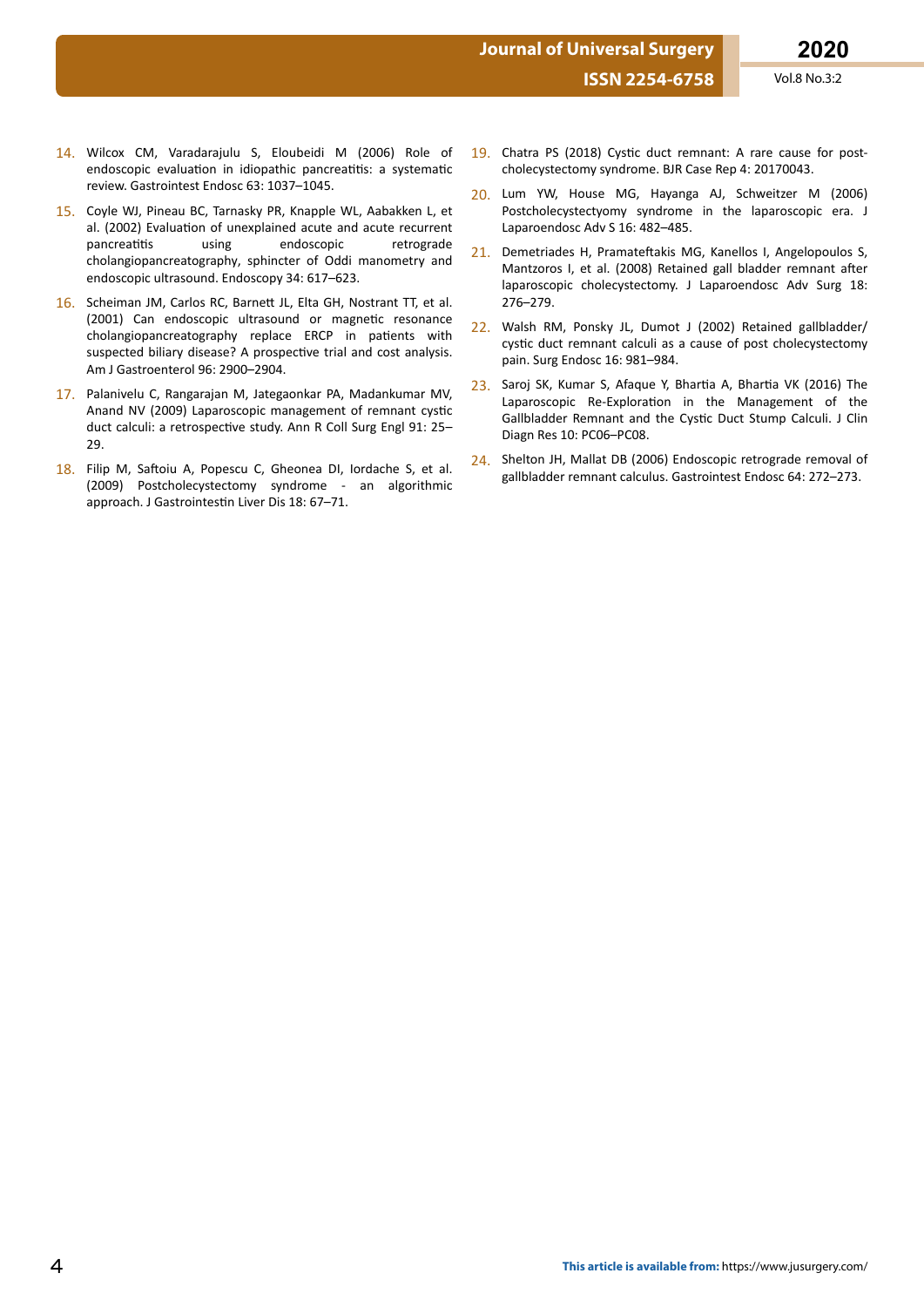14. Wilcox CM, Varadarajulu S, Eloubeidi M (2006) Role of endoscopic evaluation in idiopathic pancreatitis: a systematic review. Gastrointest Endosc 63: 1037–1045.
15. Coyle WJ, Pineau BC, Tarnasky PR, Knapple WL, Aabakken L, et al. (2002) Evaluation of unexplained acute and acute recurrent pancreatitis using endoscopic retrograde cholangiopancreatography, sphincter of Oddi manometry and endoscopic ultrasound. Endoscopy 34: 617–623.
16. Scheiman JM, Carlos RC, Barnett JL, Elta GH, Nostrant TT, et al. (2001) Can endoscopic ultrasound or magnetic resonance cholangiopancreatography replace ERCP in patients with suspected biliary disease? A prospective trial and cost analysis. Am J Gastroenterol 96: 2900–2904.
17. Palanivelu C, Rangarajan M, Jategaonkar PA, Madankumar MV, Anand NV (2009) Laparoscopic management of remnant cystic duct calculi: a retrospective study. Ann R Coll Surg Engl 91: 25–29.
18. Filip M, Saftoiu A, Popescu C, Gheonea DI, Iordache S, et al. (2009) Postcholecystectomy syndrome - an algorithmic approach. J Gastrointestin Liver Dis 18: 67–71.
19. Chatra PS (2018) Cystic duct remnant: A rare cause for post-cholecystectomy syndrome. BJR Case Rep 4: 20170043.
20. Lum YW, House MG, Hayanga AJ, Schweitzer M (2006) Postcholecystectyomy syndrome in the laparoscopic era. J Laparoendosc Adv S 16: 482–485.
21. Demetriades H, Pramateftakis MG, Kanellos I, Angelopoulos S, Mantzoros I, et al. (2008) Retained gall bladder remnant after laparoscopic cholecystectomy. J Laparoendosc Adv Surg 18: 276–279.
22. Walsh RM, Ponsky JL, Dumot J (2002) Retained gallbladder/ cystic duct remnant calculi as a cause of post cholecystectomy pain. Surg Endosc 16: 981–984.
23. Saroj SK, Kumar S, Afaque Y, Bhartia A, Bhartia VK (2016) The Laparoscopic Re-Exploration in the Management of the Gallbladder Remnant and the Cystic Duct Stump Calculi. J Clin Diagn Res 10: PC06–PC08.
24. Shelton JH, Mallat DB (2006) Endoscopic retrograde removal of gallbladder remnant calculus. Gastrointest Endosc 64: 272–273.